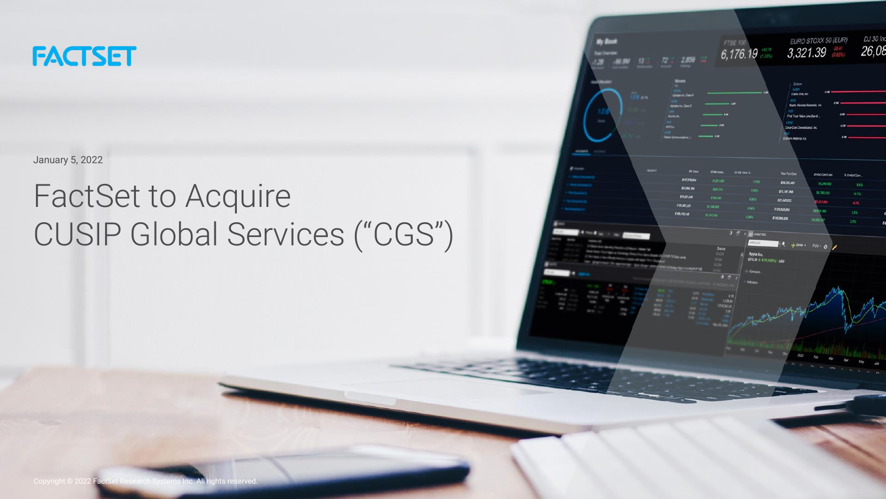FACTSET

January 5, 2022

# FactSet to Acquire CUSIP Global Services ("CGS")

Copyright © 2022 FactSet Research Systems Inc. All rights reserved.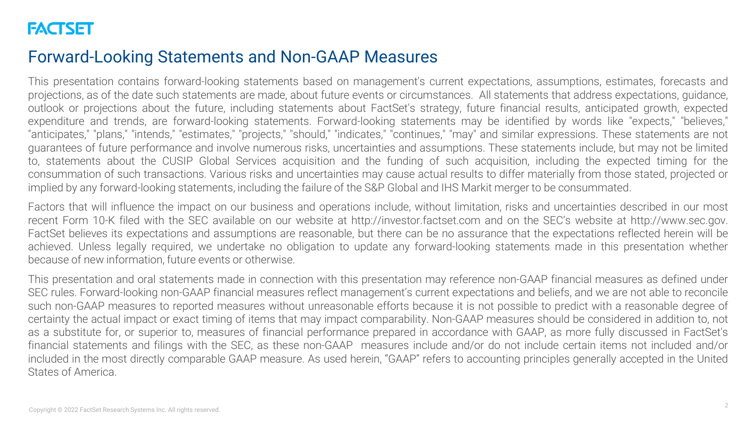# Forward-Looking Statements and Non-GAAP Measures

This presentation contains forward-looking statements based on management's current expectations, assumptions, estimates, forecasts and projections, as of the date such statements are made, about future events or circumstances. All statements that address expectations, guidance, outlook or projections about the future, including statements about FactSet's strategy, future financial results, anticipated growth, expected expenditure and trends, are forward-looking statements. Forward-looking statements may be identified by words like "expects," "believes," "anticipates," "plans," "intends," "estimates," "projects," "should," "indicates," "continues," "may" and similar expressions. These statements are not guarantees of future performance and involve numerous risks, uncertainties and assumptions. These statements include, but may not be limited to, statements about the CUSIP Global Services acquisition and the funding of such acquisition, including the expected timing for the consummation of such transactions. Various risks and uncertainties may cause actual results to differ materially from those stated, projected or implied by any forward-looking statements, including the failure of the S&P Global and IHS Markit merger to be consummated.

Factors that will influence the impact on our business and operations include, without limitation, risks and uncertainties described in our most recent Form 10-K filed with the SEC available on our website at http://investor.factset.com and on the SEC's website at http://www.sec.gov. FactSet believes its expectations and assumptions are reasonable, but there can be no assurance that the expectations reflected herein will be achieved. Unless legally required, we undertake no obligation to update any forward-looking statements made in this presentation whether because of new information, future events or otherwise.

This presentation and oral statements made in connection with this presentation may reference non-GAAP financial measures as defined under SEC rules. Forward-looking non-GAAP financial measures reflect management's current expectations and beliefs, and we are not able to reconcile such non-GAAP measures to reported measures without unreasonable efforts because it is not possible to predict with a reasonable degree of certainty the actual impact or exact timing of items that may impact comparability. Non-GAAP measures should be considered in addition to, not as a substitute for, or superior to, measures of financial performance prepared in accordance with GAAP, as more fully discussed in FactSet's financial statements and filings with the SEC, as these non-GAAP measures include and/or do not include certain items not included and/or included in the most directly comparable GAAP measure. As used herein, "GAAP" refers to accounting principles generally accepted in the United States of America.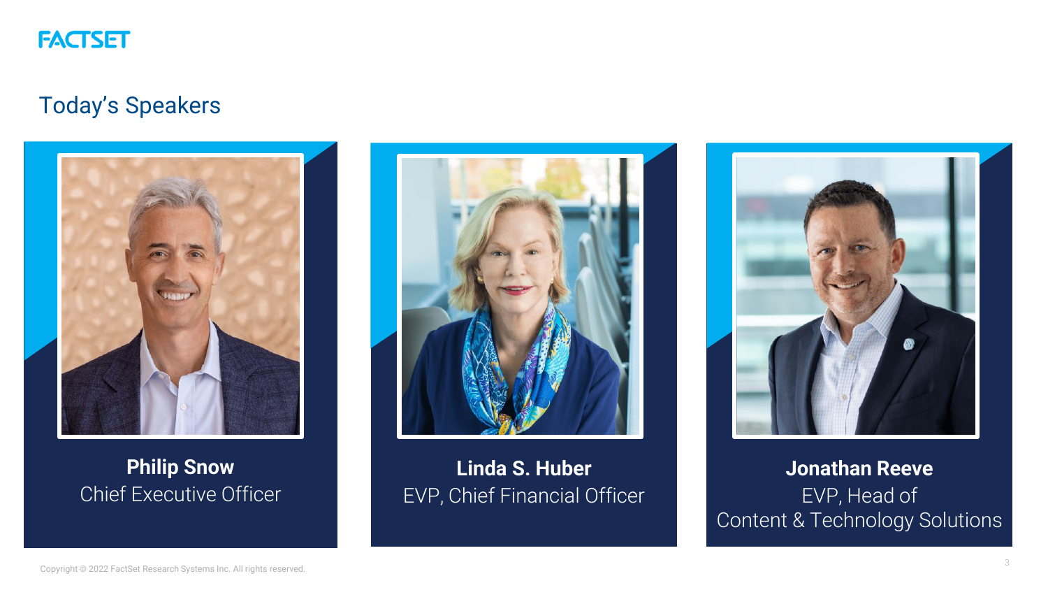## Today's Speakers

**Philip Snow**
Chief Executive Officer

**Linda S. Huber**
EVP, Chief Financial Officer

**Jonathan Reeve**
EVP, Head of Content & Technology Solutions

Copyright © 2022 FactSet Research Systems Inc. All rights reserved.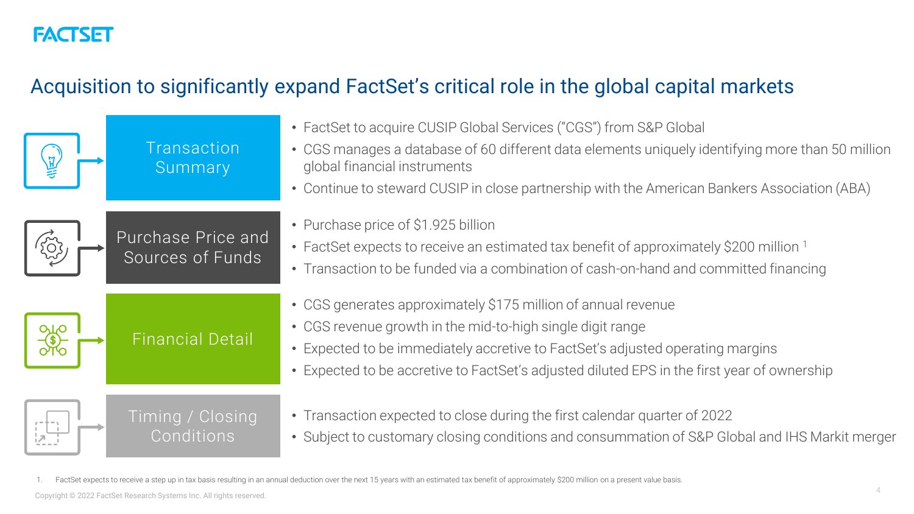# Acquisition to significantly expand FactSet's critical role in the global capital markets

## Transaction Summary

- FactSet to acquire CUSIP Global Services ("CGS") from S&P Global
- CGS manages a database of 60 different data elements uniquely identifying more than 50 million global financial instruments
- Continue to steward CUSIP in close partnership with the American Bankers Association (ABA)

## Purchase Price and Sources of Funds

- Purchase price of $1.925 billion
- FactSet expects to receive an estimated tax benefit of approximately $200 million [1]
- Transaction to be funded via a combination of cash-on-hand and committed financing

## Financial Detail

- CGS generates approximately $175 million of annual revenue
- CGS revenue growth in the mid-to-high single digit range
- Expected to be immediately accretive to FactSet's adjusted operating margins
- Expected to be accretive to FactSet's adjusted diluted EPS in the first year of ownership

## Timing / Closing Conditions

- Transaction expected to close during the first calendar quarter of 2022
- Subject to customary closing conditions and consummation of S&P Global and IHS Markit merger

1. FactSet expects to receive a step up in tax basis resulting in an annual deduction over the next 15 years with an estimated tax benefit of approximately $200 million on a present value basis.

Copyright © 2022 FactSet Research Systems Inc. All rights reserved.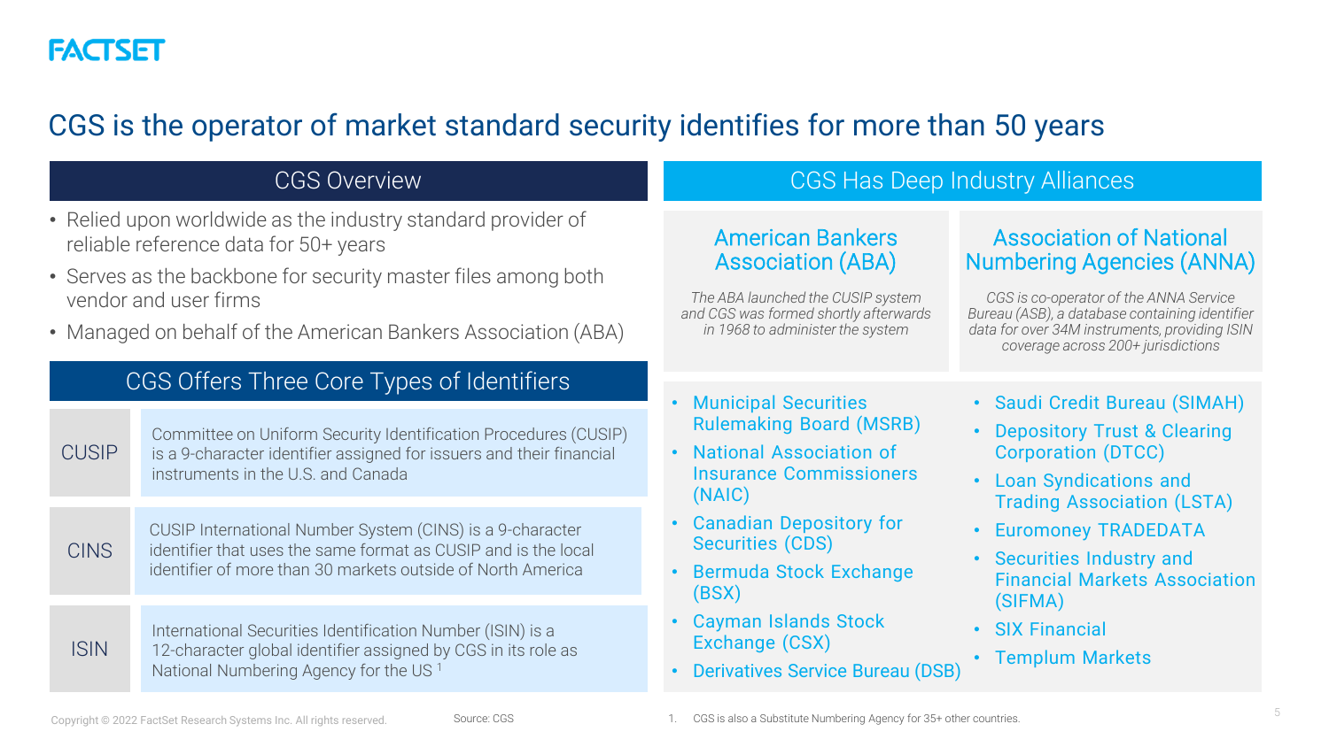# CGS is the operator of market standard security identifies for more than 50 years

## CGS Overview

- Relied upon worldwide as the industry standard provider of reliable reference data for 50+ years
- Serves as the backbone for security master files among both vendor and user firms
- Managed on behalf of the American Bankers Association (ABA)

## CGS Offers Three Core Types of Identifiers

| | |
|---|---|
| CUSIP | Committee on Uniform Security Identification Procedures (CUSIP) is a 9-character identifier assigned for issuers and their financial instruments in the U.S. and Canada |
| CINS | CUSIP International Number System (CINS) is a 9-character identifier that uses the same format as CUSIP and is the local identifier of more than 30 markets outside of North America |
| ISIN | International Securities Identification Number (ISIN) is a 12-character global identifier assigned by CGS in its role as National Numbering Agency for the US [1] |

## CGS Has Deep Industry Alliances

### American Bankers Association (ABA)

*The ABA launched the CUSIP system and CGS was formed shortly afterwards in 1968 to administer the system*

### Association of National Numbering Agencies (ANNA)

*CGS is co-operator of the ANNA Service Bureau (ASB), a database containing identifier data for over 34M instruments, providing ISIN coverage across 200+ jurisdictions*

- Municipal Securities Rulemaking Board (MSRB)
- National Association of Insurance Commissioners (NAIC)
- Canadian Depository for Securities (CDS)
- Bermuda Stock Exchange (BSX)
- Cayman Islands Stock Exchange (CSX)
- Derivatives Service Bureau (DSB)
- Saudi Credit Bureau (SIMAH)
- Depository Trust & Clearing Corporation (DTCC)
- Loan Syndications and Trading Association (LSTA)
- Euromoney TRADEDATA
- Securities Industry and Financial Markets Association (SIFMA)
- SIX Financial
- Templum Markets

Source: CGS

1. CGS is also a Substitute Numbering Agency for 35+ other countries.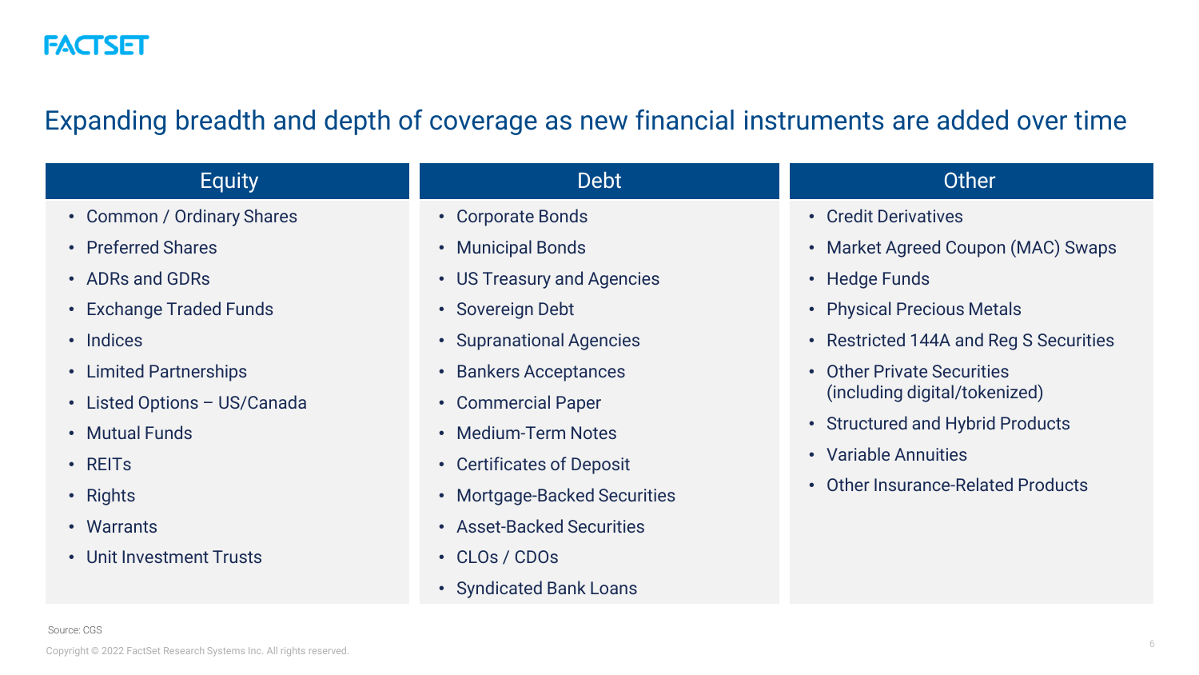# Expanding breadth and depth of coverage as new financial instruments are added over time

## Equity

- Common / Ordinary Shares
- Preferred Shares
- ADRs and GDRs
- Exchange Traded Funds
- Indices
- Limited Partnerships
- Listed Options – US/Canada
- Mutual Funds
- REITs
- Rights
- Warrants
- Unit Investment Trusts

## Debt

- Corporate Bonds
- Municipal Bonds
- US Treasury and Agencies
- Sovereign Debt
- Supranational Agencies
- Bankers Acceptances
- Commercial Paper
- Medium-Term Notes
- Certificates of Deposit
- Mortgage-Backed Securities
- Asset-Backed Securities
- CLOs / CDOs
- Syndicated Bank Loans

## Other

- Credit Derivatives
- Market Agreed Coupon (MAC) Swaps
- Hedge Funds
- Physical Precious Metals
- Restricted 144A and Reg S Securities
- Other Private Securities (including digital/tokenized)
- Structured and Hybrid Products
- Variable Annuities
- Other Insurance-Related Products

Source: CGS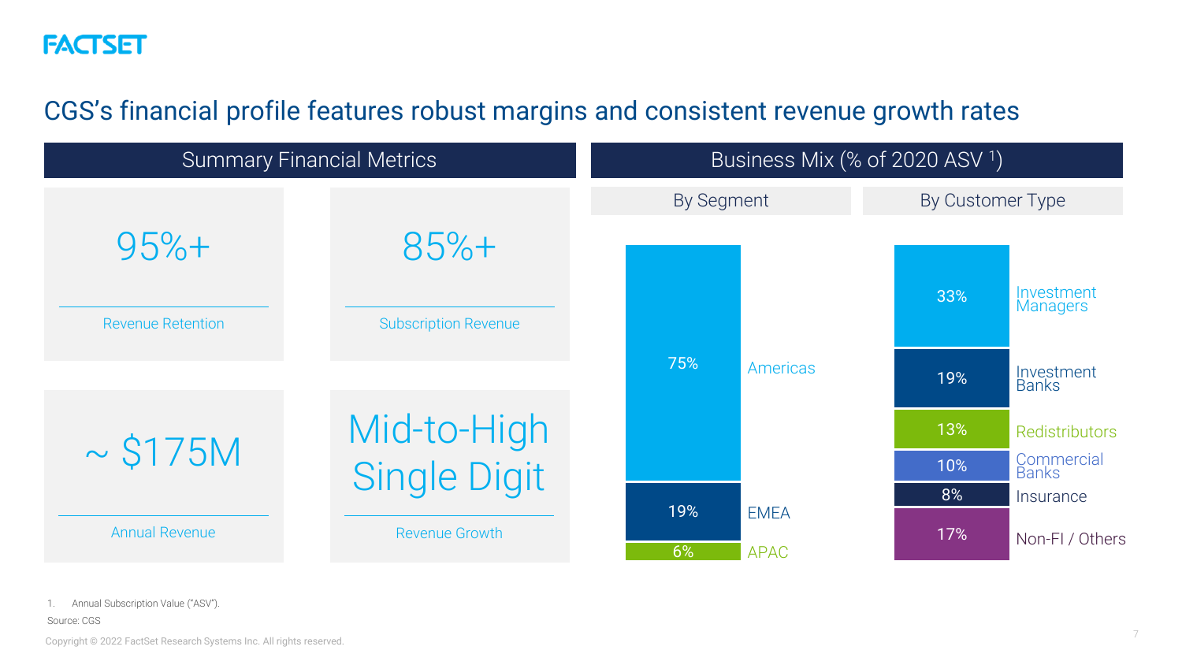# CGS's financial profile features robust margins and consistent revenue growth rates

## Summary Financial Metrics

| Metric | Value |
| --- | --- |
| Revenue Retention | 95%+ |
| Subscription Revenue | 85%+ |
| Annual Revenue | ~ $175M |
| Revenue Growth | Mid-to-High Single Digit |

## Business Mix (% of 2020 ASV [1])

### By Segment

| Segment | % |
| --- | --- |
| Americas | 75% |
| EMEA | 19% |
| APAC | 6% |

### By Customer Type

| Customer Type | % |
| --- | --- |
| Investment Managers | 33% |
| Investment Banks | 19% |
| Redistributors | 13% |
| Commercial Banks | 10% |
| Insurance | 8% |
| Non-FI / Others | 17% |

1. Annual Subscription Value ("ASV").

Source: CGS

Copyright © 2022 FactSet Research Systems Inc. All rights reserved.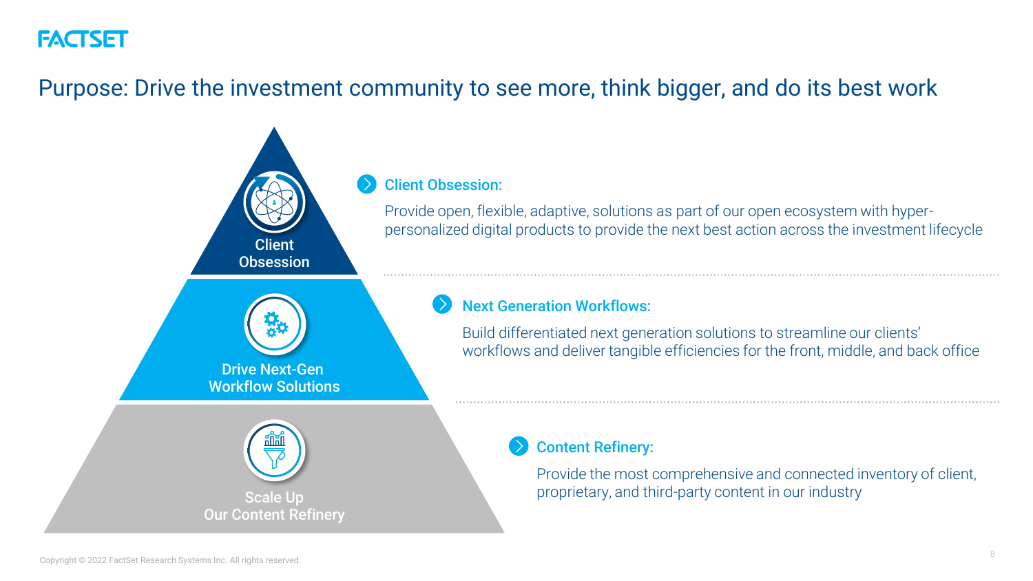# Purpose: Drive the investment community to see more, think bigger, and do its best work

Client Obsession

Drive Next-Gen Workflow Solutions

Scale Up Our Content Refinery

**Client Obsession:**

Provide open, flexible, adaptive, solutions as part of our open ecosystem with hyper-personalized digital products to provide the next best action across the investment lifecycle

**Next Generation Workflows:**

Build differentiated next generation solutions to streamline our clients' workflows and deliver tangible efficiencies for the front, middle, and back office

**Content Refinery:**

Provide the most comprehensive and connected inventory of client, proprietary, and third-party content in our industry

Copyright © 2022 FactSet Research Systems Inc. All rights reserved.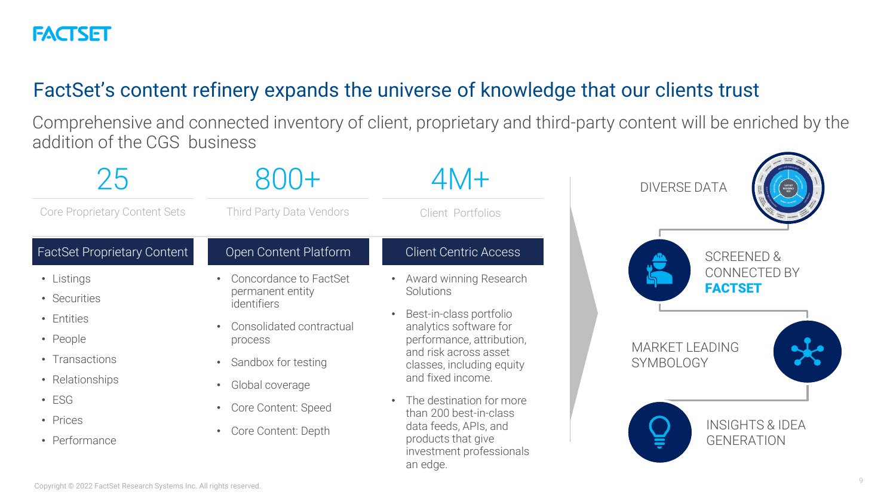# FactSet's content refinery expands the universe of knowledge that our clients trust

Comprehensive and connected inventory of client, proprietary and third-party content will be enriched by the addition of the CGS business

| 25 | 800+ | 4M+ |
| --- | --- | --- |
| Core Proprietary Content Sets | Third Party Data Vendors | Client Portfolios |

### FactSet Proprietary Content

- Listings
- Securities
- Entities
- People
- Transactions
- Relationships
- ESG
- Prices
- Performance

### Open Content Platform

- Concordance to FactSet permanent entity identifiers
- Consolidated contractual process
- Sandbox for testing
- Global coverage
- Core Content: Speed
- Core Content: Depth

### Client Centric Access

- Award winning Research Solutions
- Best-in-class portfolio analytics software for performance, attribution, and risk across asset classes, including equity and fixed income.
- The destination for more than 200 best-in-class data feeds, APIs, and products that give investment professionals an edge.

DIVERSE DATA

SCREENED & CONNECTED BY **FACTSET**

MARKET LEADING SYMBOLOGY

INSIGHTS & IDEA GENERATION

Copyright © 2022 FactSet Research Systems Inc. All rights reserved.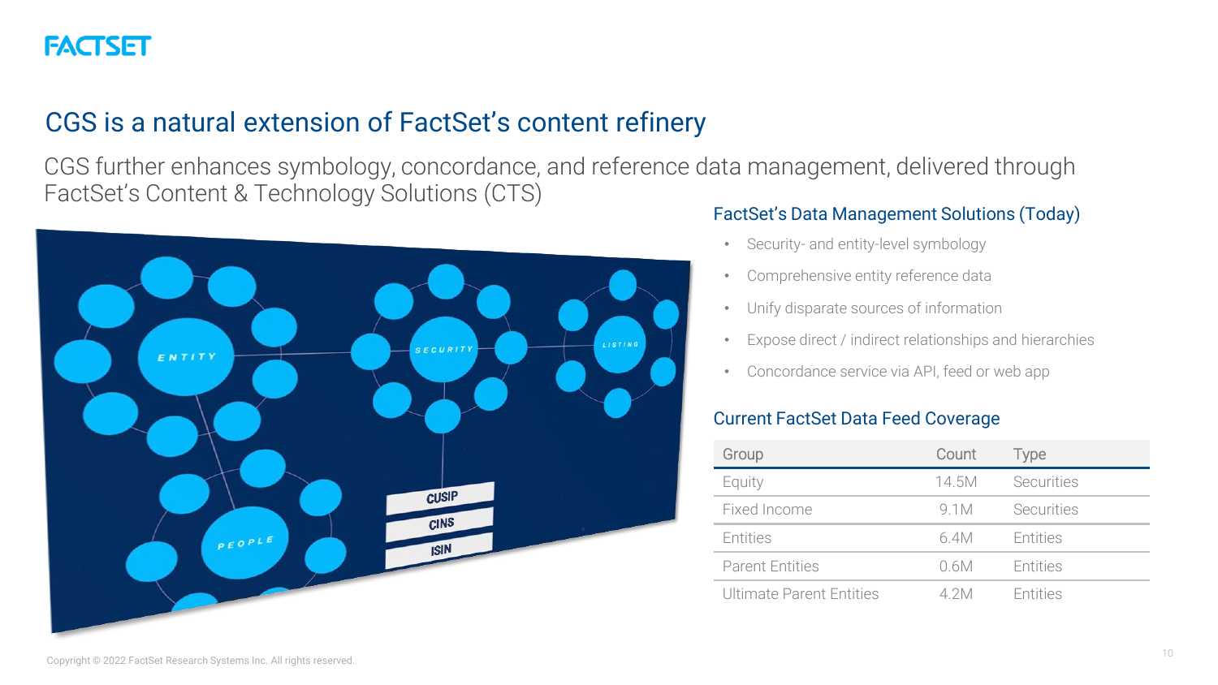# CGS is a natural extension of FactSet's content refinery

CGS further enhances symbology, concordance, and reference data management, delivered through FactSet's Content & Technology Solutions (CTS)

## FactSet's Data Management Solutions (Today)

- Security- and entity-level symbology
- Comprehensive entity reference data
- Unify disparate sources of information
- Expose direct / indirect relationships and hierarchies
- Concordance service via API, feed or web app

## Current FactSet Data Feed Coverage

| Group | Count | Type |
|---|---|---|
| Equity | 14.5M | Securities |
| Fixed Income | 9.1M | Securities |
| Entities | 6.4M | Entities |
| Parent Entities | 0.6M | Entities |
| Ultimate Parent Entities | 4.2M | Entities |

Copyright © 2022 FactSet Research Systems Inc. All rights reserved.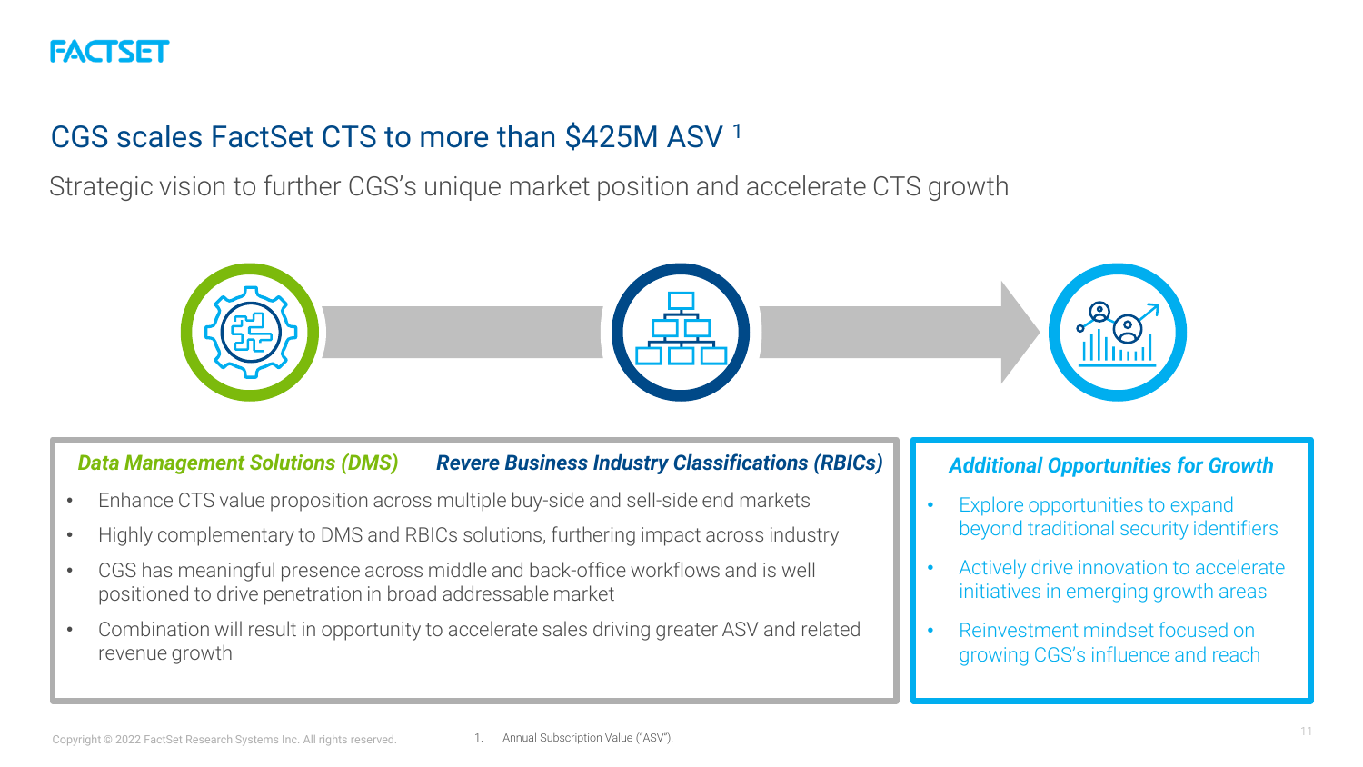# CGS scales FactSet CTS to more than $425M ASV [1]

Strategic vision to further CGS's unique market position and accelerate CTS growth

***Data Management Solutions (DMS)*** ***Revere Business Industry Classifications (RBICs)***

- Enhance CTS value proposition across multiple buy-side and sell-side end markets
- Highly complementary to DMS and RBICs solutions, furthering impact across industry
- CGS has meaningful presence across middle and back-office workflows and is well positioned to drive penetration in broad addressable market
- Combination will result in opportunity to accelerate sales driving greater ASV and related revenue growth

***Additional Opportunities for Growth***

- Explore opportunities to expand beyond traditional security identifiers
- Actively drive innovation to accelerate initiatives in emerging growth areas
- Reinvestment mindset focused on growing CGS's influence and reach

1. Annual Subscription Value ("ASV").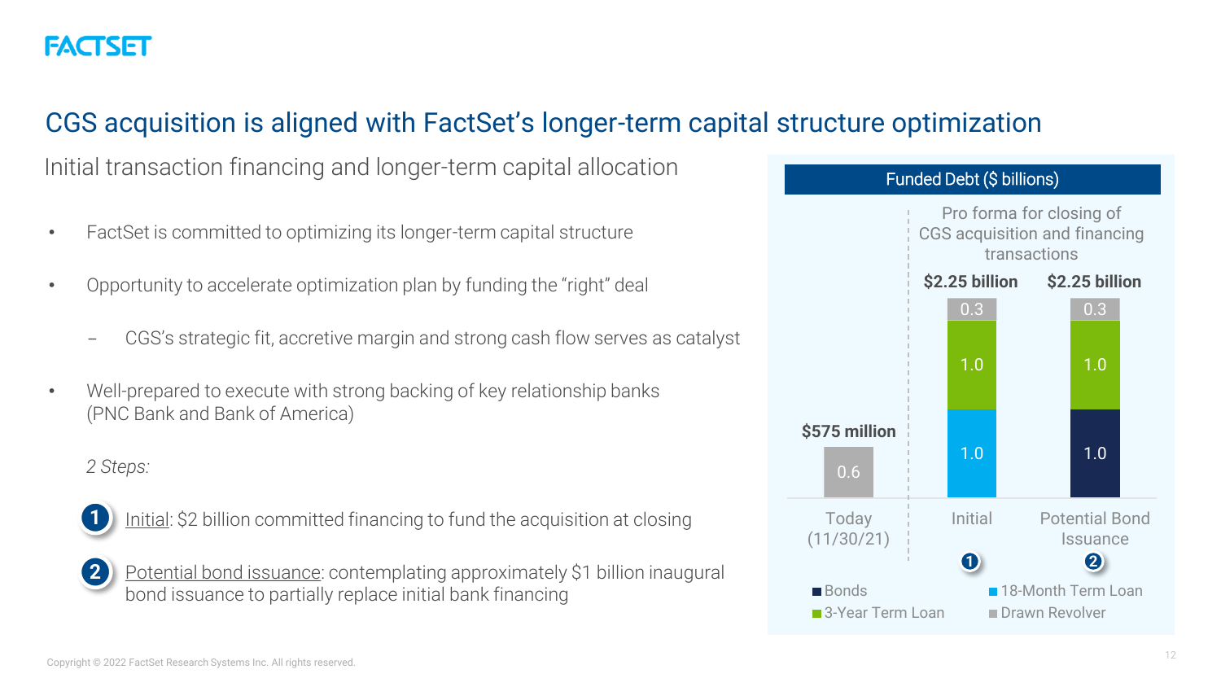# CGS acquisition is aligned with FactSet's longer-term capital structure optimization

## Initial transaction financing and longer-term capital allocation

- FactSet is committed to optimizing its longer-term capital structure
- Opportunity to accelerate optimization plan by funding the "right" deal
  - CGS's strategic fit, accretive margin and strong cash flow serves as catalyst
- Well-prepared to execute with strong backing of key relationship banks (PNC Bank and Bank of America)

*2 Steps:*

1. Initial: $2 billion committed financing to fund the acquisition at closing
2. Potential bond issuance: contemplating approximately $1 billion inaugural bond issuance to partially replace initial bank financing

**Funded Debt ($ billions)**

| | Today (11/30/21) | Initial (1) | Potential Bond Issuance (2) |
|---|---|---|---|
| Drawn Revolver | 0.6 | 0.3 | 0.3 |
| 3-Year Term Loan | | 1.0 | 1.0 |
| 18-Month Term Loan | | 1.0 | |
| Bonds | | | 1.0 |
| **Total** | **$575 million** | **$2.25 billion** | **$2.25 billion** |

Initial and Potential Bond Issuance: Pro forma for closing of CGS acquisition and financing transactions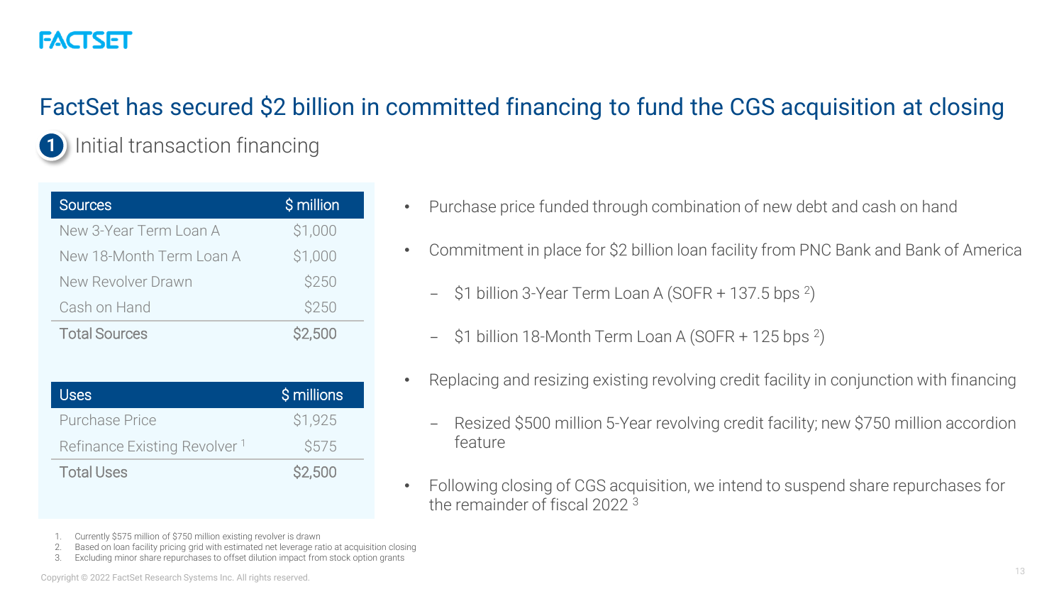# FactSet has secured $2 billion in committed financing to fund the CGS acquisition at closing

## 1 Initial transaction financing

| Sources | $ million |
|---|---|
| New 3-Year Term Loan A | $1,000 |
| New 18-Month Term Loan A | $1,000 |
| New Revolver Drawn | $250 |
| Cash on Hand | $250 |
| Total Sources | $2,500 |

| Uses | $ millions |
|---|---|
| Purchase Price | $1,925 |
| Refinance Existing Revolver [1] | $575 |
| Total Uses | $2,500 |

- Purchase price funded through combination of new debt and cash on hand
- Commitment in place for $2 billion loan facility from PNC Bank and Bank of America
  - $1 billion 3-Year Term Loan A (SOFR + 137.5 bps [2])
  - $1 billion 18-Month Term Loan A (SOFR + 125 bps [2])
- Replacing and resizing existing revolving credit facility in conjunction with financing
  - Resized $500 million 5-Year revolving credit facility; new $750 million accordion feature
- Following closing of CGS acquisition, we intend to suspend share repurchases for the remainder of fiscal 2022 [3]

1. Currently $575 million of $750 million existing revolver is drawn
2. Based on loan facility pricing grid with estimated net leverage ratio at acquisition closing
3. Excluding minor share repurchases to offset dilution impact from stock option grants

Copyright © 2022 FactSet Research Systems Inc. All rights reserved.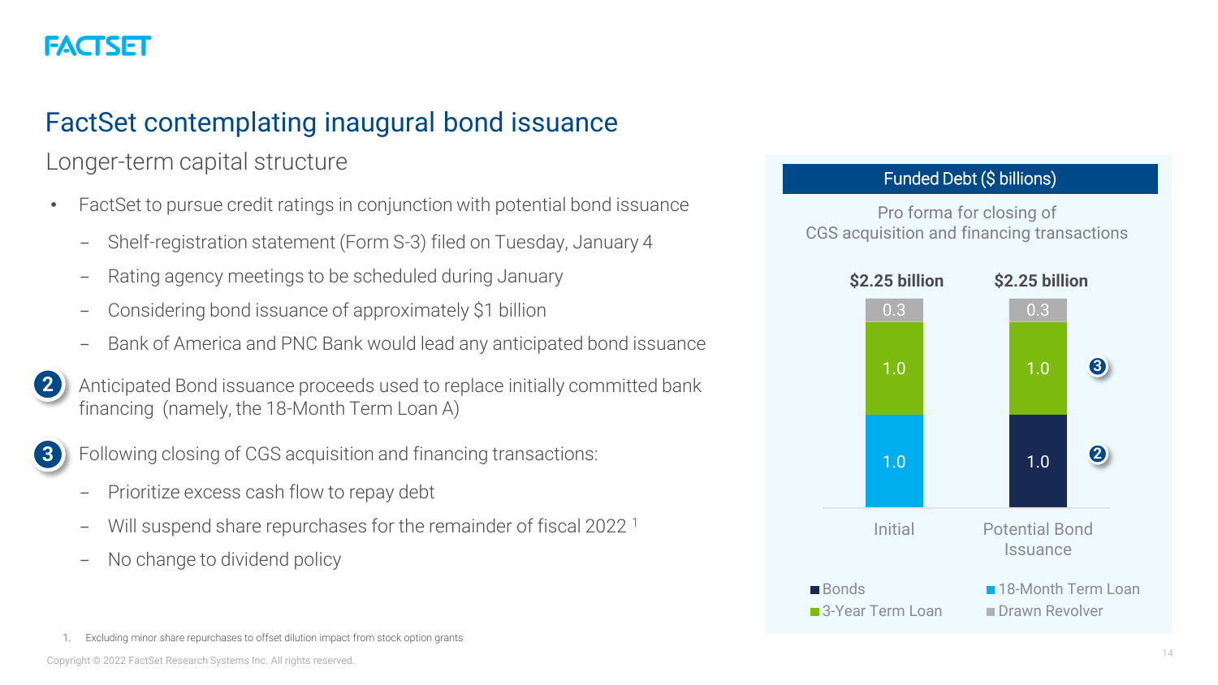# FactSet contemplating inaugural bond issuance

## Longer-term capital structure

- FactSet to pursue credit ratings in conjunction with potential bond issuance
  - Shelf-registration statement (Form S-3) filed on Tuesday, January 4
  - Rating agency meetings to be scheduled during January
  - Considering bond issuance of approximately $1 billion
  - Bank of America and PNC Bank would lead any anticipated bond issuance

**2** Anticipated Bond issuance proceeds used to replace initially committed bank financing (namely, the 18-Month Term Loan A)

**3** Following closing of CGS acquisition and financing transactions:

- Prioritize excess cash flow to repay debt
- Will suspend share repurchases for the remainder of fiscal 2022 [1]
- No change to dividend policy

**Funded Debt ($ billions)**

Pro forma for closing of CGS acquisition and financing transactions

| | Initial | Potential Bond Issuance |
|---|---|---|
| Drawn Revolver | 0.3 | 0.3 |
| 3-Year Term Loan | 1.0 | 1.0 (3) |
| 18-Month Term Loan | 1.0 | |
| Bonds | | 1.0 (2) |
| **Total** | **$2.25 billion** | **$2.25 billion** |

1. Excluding minor share repurchases to offset dilution impact from stock option grants

Copyright © 2022 FactSet Research Systems Inc. All rights reserved.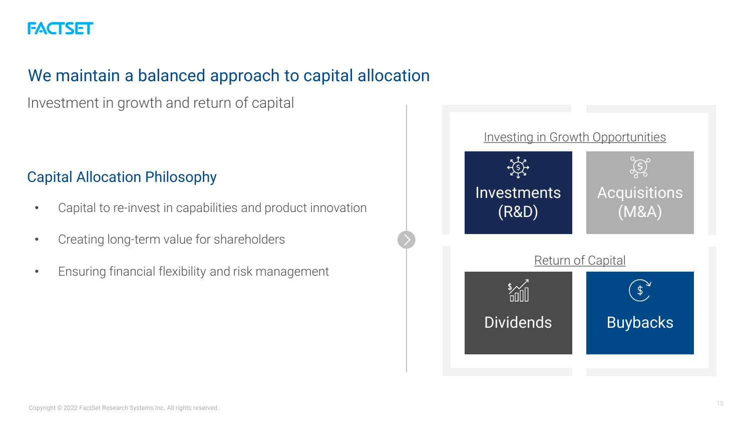# We maintain a balanced approach to capital allocation

Investment in growth and return of capital

## Capital Allocation Philosophy

- Capital to re-invest in capabilities and product innovation
- Creating long-term value for shareholders
- Ensuring financial flexibility and risk management

### Investing in Growth Opportunities

- Investments (R&D)
- Acquisitions (M&A)

### Return of Capital

- Dividends
- Buybacks

Copyright © 2022 FactSet Research Systems Inc. All rights reserved.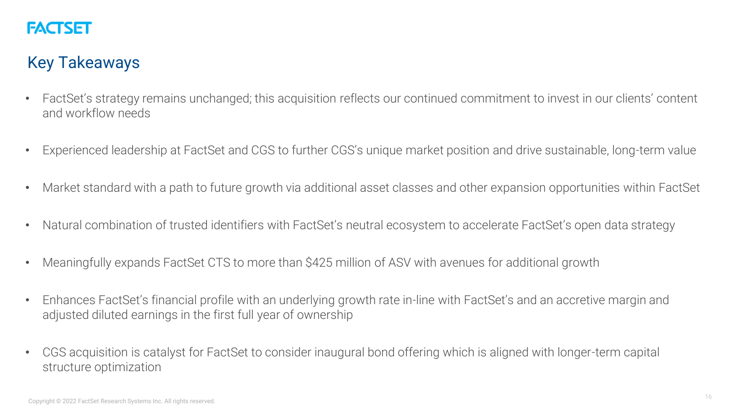## Key Takeaways

- FactSet's strategy remains unchanged; this acquisition reflects our continued commitment to invest in our clients' content and workflow needs
- Experienced leadership at FactSet and CGS to further CGS's unique market position and drive sustainable, long-term value
- Market standard with a path to future growth via additional asset classes and other expansion opportunities within FactSet
- Natural combination of trusted identifiers with FactSet's neutral ecosystem to accelerate FactSet's open data strategy
- Meaningfully expands FactSet CTS to more than $425 million of ASV with avenues for additional growth
- Enhances FactSet's financial profile with an underlying growth rate in-line with FactSet's and an accretive margin and adjusted diluted earnings in the first full year of ownership
- CGS acquisition is catalyst for FactSet to consider inaugural bond offering which is aligned with longer-term capital structure optimization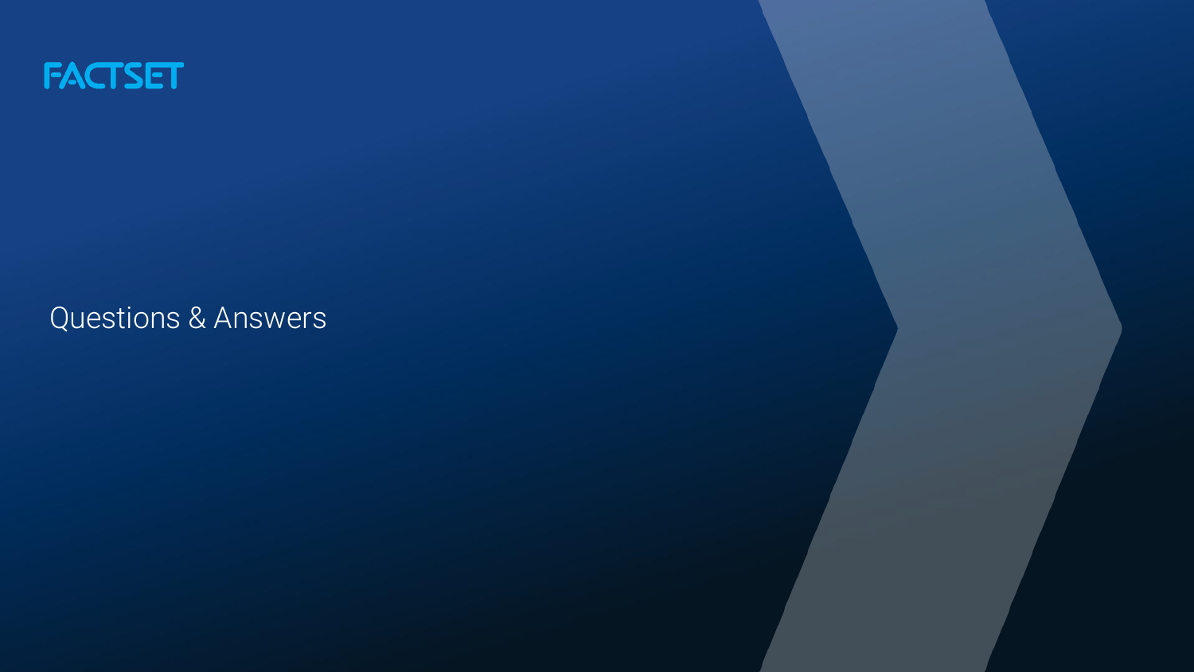FACTSET

# Questions & Answers